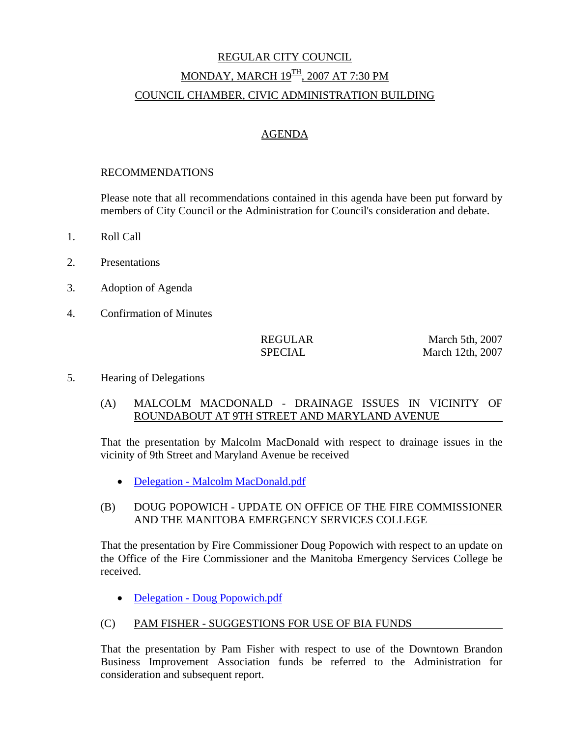# REGULAR CITY COUNCIL

## MONDAY, MARCH 19TH, 2007 AT 7:30 PM

## COUNCIL CHAMBER, CIVIC ADMINISTRATION BUILDING

## AGENDA

RECOMMENDATIONS

Please note that all recommendations contained in this agenda have been put forward by members of City Council or the Administration for Council's consideration and debate.

1. Roll Call

2. Presentations

3. Adoption of Agenda

4. Confirmation of Minutes

| | |
|---|---|
| REGULAR | March 5th, 2007 |
| SPECIAL | March 12th, 2007 |

5. Hearing of Delegations

(A) MALCOLM MACDONALD - DRAINAGE ISSUES IN VICINITY OF ROUNDABOUT AT 9TH STREET AND MARYLAND AVENUE

That the presentation by Malcolm MacDonald with respect to drainage issues in the vicinity of 9th Street and Maryland Avenue be received

- Delegation - Malcolm MacDonald.pdf

(B) DOUG POPOWICH - UPDATE ON OFFICE OF THE FIRE COMMISSIONER AND THE MANITOBA EMERGENCY SERVICES COLLEGE

That the presentation by Fire Commissioner Doug Popowich with respect to an update on the Office of the Fire Commissioner and the Manitoba Emergency Services College be received.

- Delegation - Doug Popowich.pdf

(C) PAM FISHER - SUGGESTIONS FOR USE OF BIA FUNDS

That the presentation by Pam Fisher with respect to use of the Downtown Brandon Business Improvement Association funds be referred to the Administration for consideration and subsequent report.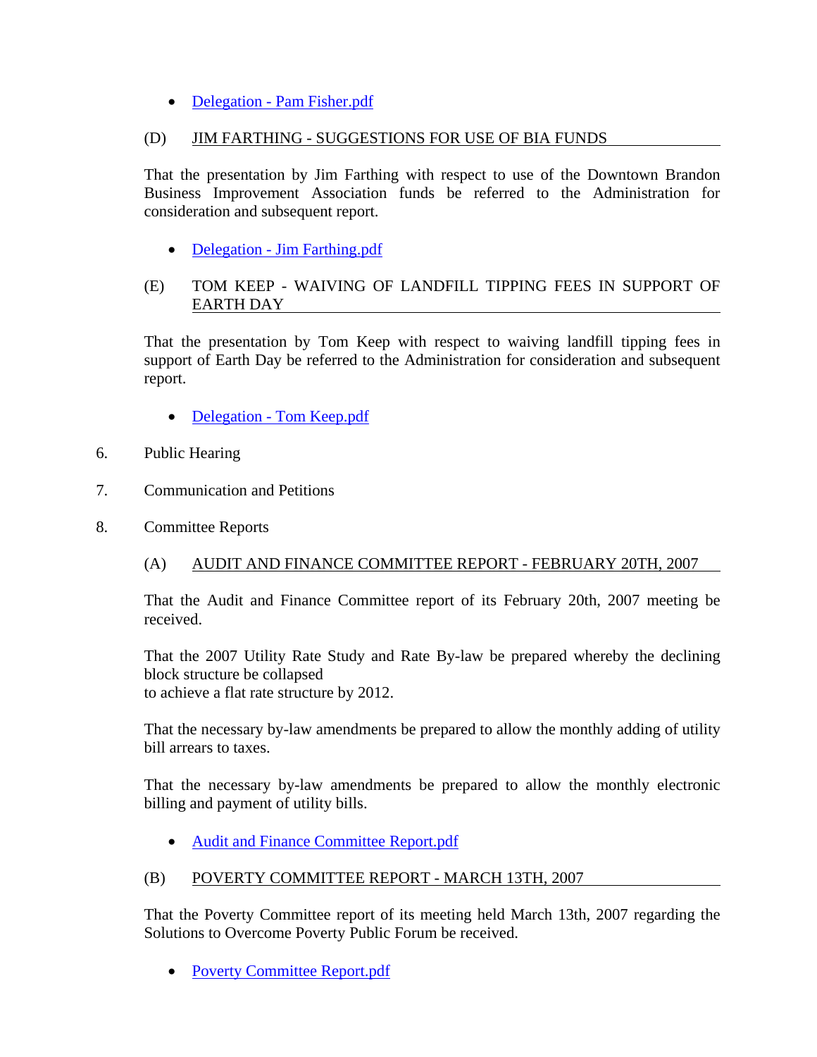- Delegation - Pam Fisher.pdf

(D) JIM FARTHING - SUGGESTIONS FOR USE OF BIA FUNDS

That the presentation by Jim Farthing with respect to use of the Downtown Brandon Business Improvement Association funds be referred to the Administration for consideration and subsequent report.

- Delegation - Jim Farthing.pdf

(E) TOM KEEP - WAIVING OF LANDFILL TIPPING FEES IN SUPPORT OF EARTH DAY

That the presentation by Tom Keep with respect to waiving landfill tipping fees in support of Earth Day be referred to the Administration for consideration and subsequent report.

- Delegation - Tom Keep.pdf

6. Public Hearing

7. Communication and Petitions

8. Committee Reports

(A) AUDIT AND FINANCE COMMITTEE REPORT - FEBRUARY 20TH, 2007

That the Audit and Finance Committee report of its February 20th, 2007 meeting be received.

That the 2007 Utility Rate Study and Rate By-law be prepared whereby the declining block structure be collapsed
to achieve a flat rate structure by 2012.

That the necessary by-law amendments be prepared to allow the monthly adding of utility bill arrears to taxes.

That the necessary by-law amendments be prepared to allow the monthly electronic billing and payment of utility bills.

- Audit and Finance Committee Report.pdf

(B) POVERTY COMMITTEE REPORT - MARCH 13TH, 2007

That the Poverty Committee report of its meeting held March 13th, 2007 regarding the Solutions to Overcome Poverty Public Forum be received.

- Poverty Committee Report.pdf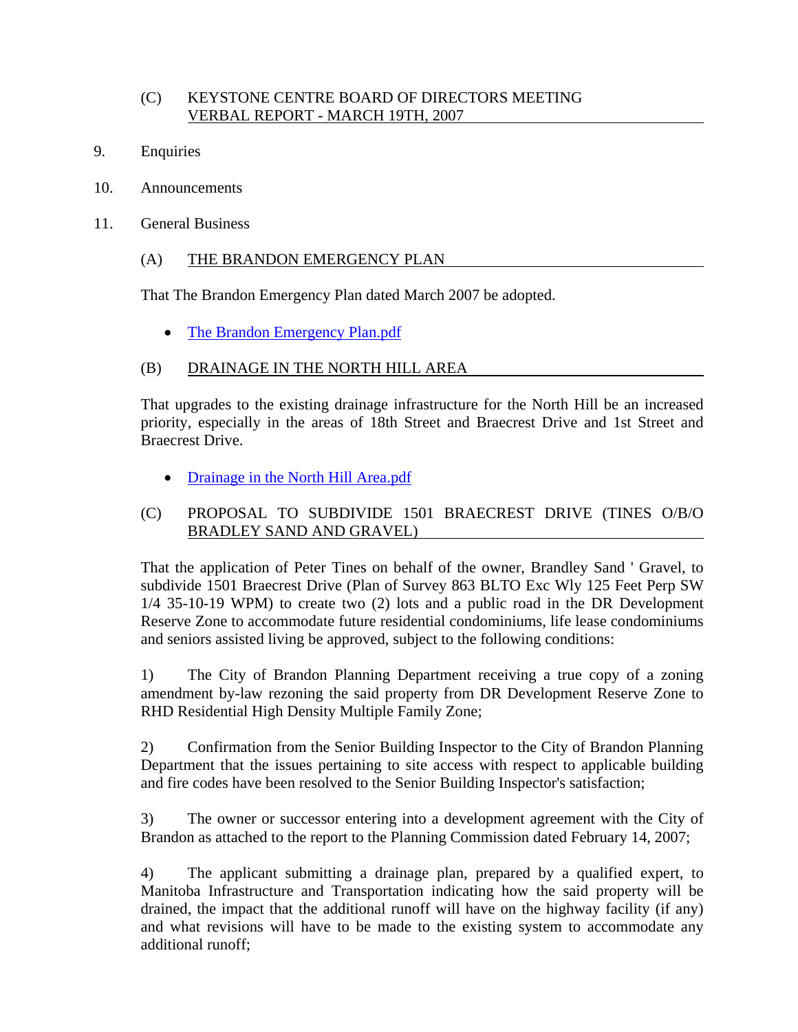(C) KEYSTONE CENTRE BOARD OF DIRECTORS MEETING VERBAL REPORT - MARCH 19TH, 2007

9. Enquiries

10. Announcements

11. General Business

(A) THE BRANDON EMERGENCY PLAN

That The Brandon Emergency Plan dated March 2007 be adopted.

- The Brandon Emergency Plan.pdf

(B) DRAINAGE IN THE NORTH HILL AREA

That upgrades to the existing drainage infrastructure for the North Hill be an increased priority, especially in the areas of 18th Street and Braecrest Drive and 1st Street and Braecrest Drive.

- Drainage in the North Hill Area.pdf

(C) PROPOSAL TO SUBDIVIDE 1501 BRAECREST DRIVE (TINES O/B/O BRADLEY SAND AND GRAVEL)

That the application of Peter Tines on behalf of the owner, Brandley Sand ' Gravel, to subdivide 1501 Braecrest Drive (Plan of Survey 863 BLTO Exc Wly 125 Feet Perp SW 1/4 35-10-19 WPM) to create two (2) lots and a public road in the DR Development Reserve Zone to accommodate future residential condominiums, life lease condominiums and seniors assisted living be approved, subject to the following conditions:

1) The City of Brandon Planning Department receiving a true copy of a zoning amendment by-law rezoning the said property from DR Development Reserve Zone to RHD Residential High Density Multiple Family Zone;

2) Confirmation from the Senior Building Inspector to the City of Brandon Planning Department that the issues pertaining to site access with respect to applicable building and fire codes have been resolved to the Senior Building Inspector's satisfaction;

3) The owner or successor entering into a development agreement with the City of Brandon as attached to the report to the Planning Commission dated February 14, 2007;

4) The applicant submitting a drainage plan, prepared by a qualified expert, to Manitoba Infrastructure and Transportation indicating how the said property will be drained, the impact that the additional runoff will have on the highway facility (if any) and what revisions will have to be made to the existing system to accommodate any additional runoff;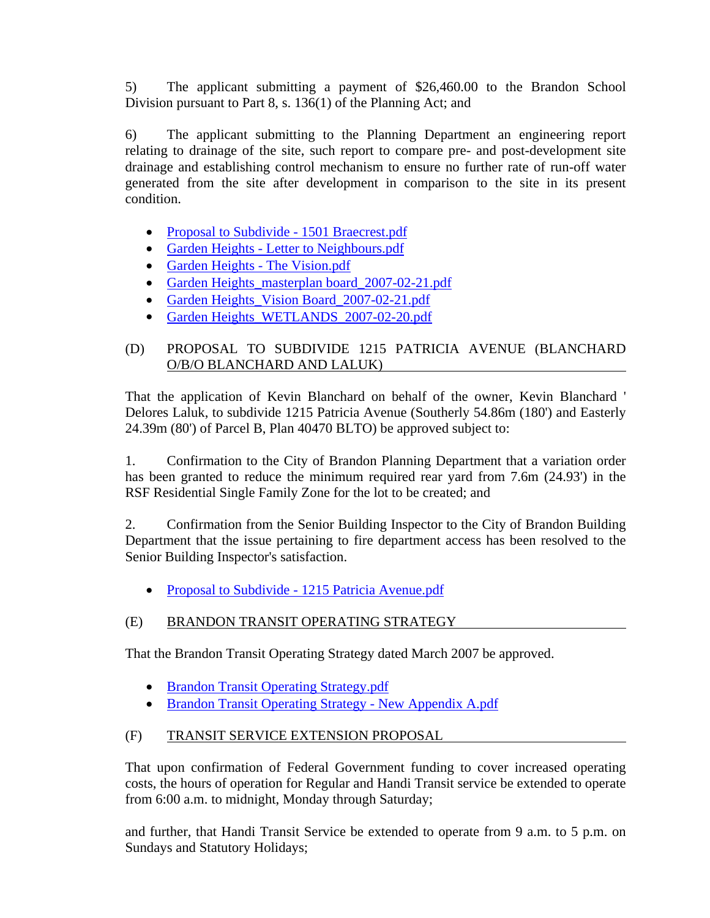5) The applicant submitting a payment of $26,460.00 to the Brandon School Division pursuant to Part 8, s. 136(1) of the Planning Act; and

6) The applicant submitting to the Planning Department an engineering report relating to drainage of the site, such report to compare pre- and post-development site drainage and establishing control mechanism to ensure no further rate of run-off water generated from the site after development in comparison to the site in its present condition.

- Proposal to Subdivide - 1501 Braecrest.pdf
- Garden Heights - Letter to Neighbours.pdf
- Garden Heights - The Vision.pdf
- Garden Heights_masterplan board_2007-02-21.pdf
- Garden Heights_Vision Board_2007-02-21.pdf
- Garden Heights_WETLANDS_2007-02-20.pdf

(D) PROPOSAL TO SUBDIVIDE 1215 PATRICIA AVENUE (BLANCHARD O/B/O BLANCHARD AND LALUK)

That the application of Kevin Blanchard on behalf of the owner, Kevin Blanchard ' Delores Laluk, to subdivide 1215 Patricia Avenue (Southerly 54.86m (180') and Easterly 24.39m (80') of Parcel B, Plan 40470 BLTO) be approved subject to:

1. Confirmation to the City of Brandon Planning Department that a variation order has been granted to reduce the minimum required rear yard from 7.6m (24.93') in the RSF Residential Single Family Zone for the lot to be created; and

2. Confirmation from the Senior Building Inspector to the City of Brandon Building Department that the issue pertaining to fire department access has been resolved to the Senior Building Inspector's satisfaction.

- Proposal to Subdivide - 1215 Patricia Avenue.pdf

(E) BRANDON TRANSIT OPERATING STRATEGY

That the Brandon Transit Operating Strategy dated March 2007 be approved.

- Brandon Transit Operating Strategy.pdf
- Brandon Transit Operating Strategy - New Appendix A.pdf

(F) TRANSIT SERVICE EXTENSION PROPOSAL

That upon confirmation of Federal Government funding to cover increased operating costs, the hours of operation for Regular and Handi Transit service be extended to operate from 6:00 a.m. to midnight, Monday through Saturday;

and further, that Handi Transit Service be extended to operate from 9 a.m. to 5 p.m. on Sundays and Statutory Holidays;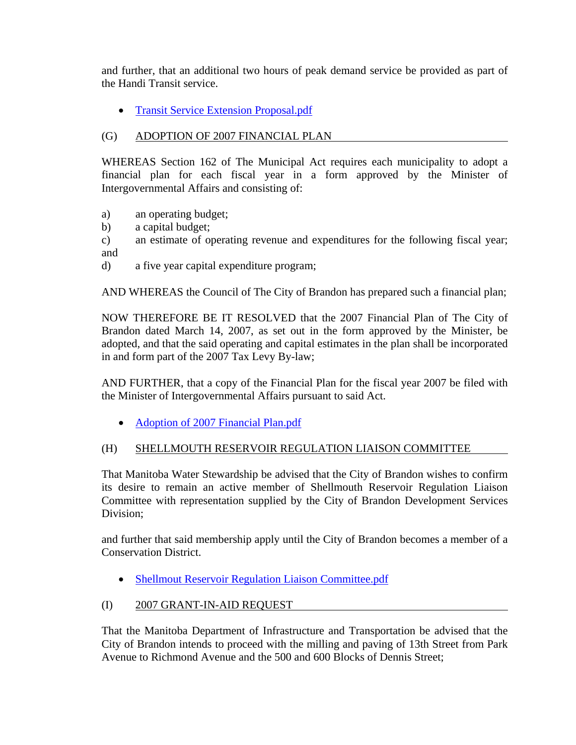and further, that an additional two hours of peak demand service be provided as part of the Handi Transit service.

- Transit Service Extension Proposal.pdf

### (G) ADOPTION OF 2007 FINANCIAL PLAN

WHEREAS Section 162 of The Municipal Act requires each municipality to adopt a financial plan for each fiscal year in a form approved by the Minister of Intergovernmental Affairs and consisting of:

a) an operating budget;
b) a capital budget;
c) an estimate of operating revenue and expenditures for the following fiscal year; and
d) a five year capital expenditure program;

AND WHEREAS the Council of The City of Brandon has prepared such a financial plan;

NOW THEREFORE BE IT RESOLVED that the 2007 Financial Plan of The City of Brandon dated March 14, 2007, as set out in the form approved by the Minister, be adopted, and that the said operating and capital estimates in the plan shall be incorporated in and form part of the 2007 Tax Levy By-law;

AND FURTHER, that a copy of the Financial Plan for the fiscal year 2007 be filed with the Minister of Intergovernmental Affairs pursuant to said Act.

- Adoption of 2007 Financial Plan.pdf

### (H) SHELLMOUTH RESERVOIR REGULATION LIAISON COMMITTEE

That Manitoba Water Stewardship be advised that the City of Brandon wishes to confirm its desire to remain an active member of Shellmouth Reservoir Regulation Liaison Committee with representation supplied by the City of Brandon Development Services Division;

and further that said membership apply until the City of Brandon becomes a member of a Conservation District.

- Shellmout Reservoir Regulation Liaison Committee.pdf

### (I) 2007 GRANT-IN-AID REQUEST

That the Manitoba Department of Infrastructure and Transportation be advised that the City of Brandon intends to proceed with the milling and paving of 13th Street from Park Avenue to Richmond Avenue and the 500 and 600 Blocks of Dennis Street;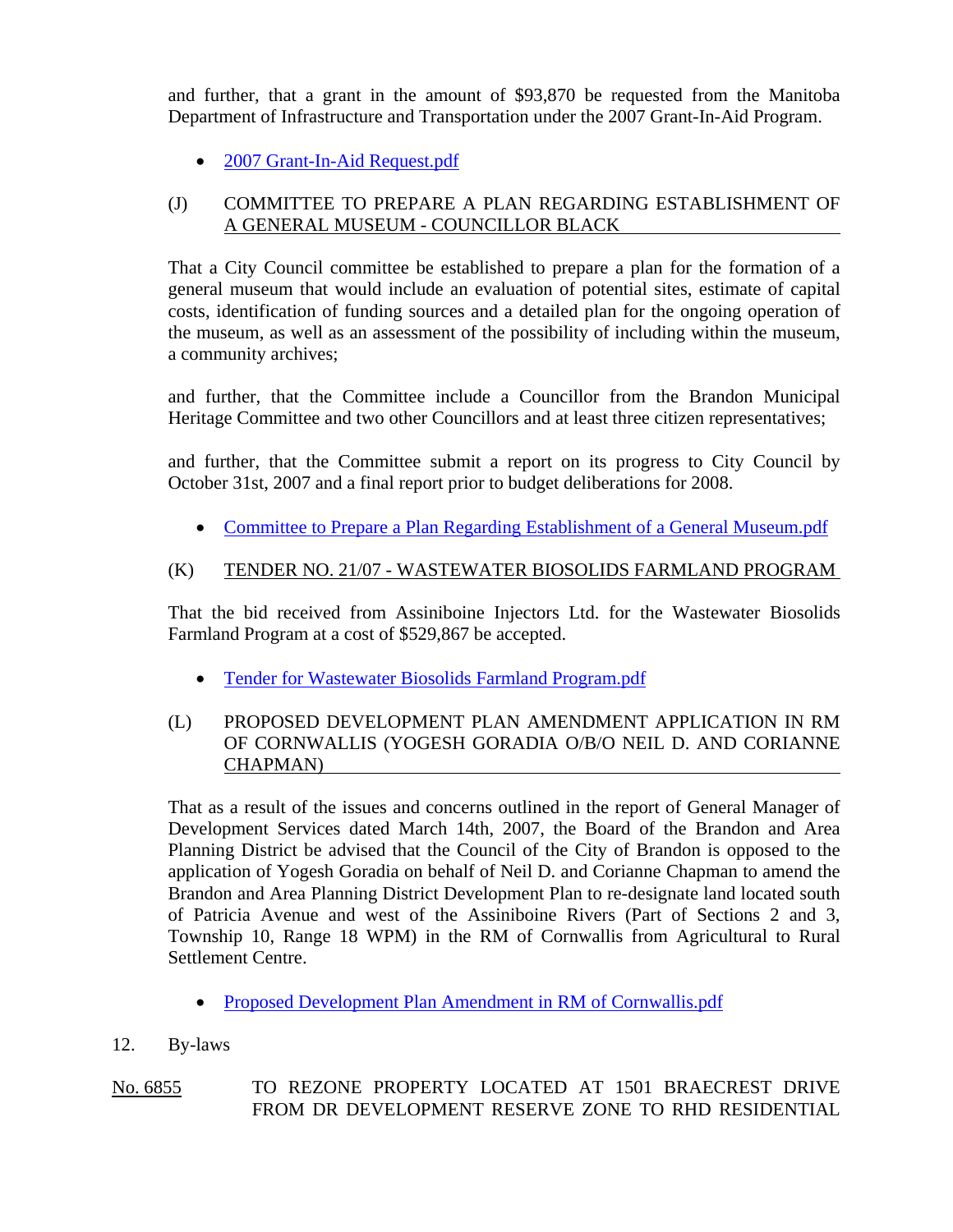and further, that a grant in the amount of $93,870 be requested from the Manitoba Department of Infrastructure and Transportation under the 2007 Grant-In-Aid Program.

- 2007 Grant-In-Aid Request.pdf

(J) COMMITTEE TO PREPARE A PLAN REGARDING ESTABLISHMENT OF A GENERAL MUSEUM - COUNCILLOR BLACK

That a City Council committee be established to prepare a plan for the formation of a general museum that would include an evaluation of potential sites, estimate of capital costs, identification of funding sources and a detailed plan for the ongoing operation of the museum, as well as an assessment of the possibility of including within the museum, a community archives;

and further, that the Committee include a Councillor from the Brandon Municipal Heritage Committee and two other Councillors and at least three citizen representatives;

and further, that the Committee submit a report on its progress to City Council by October 31st, 2007 and a final report prior to budget deliberations for 2008.

- Committee to Prepare a Plan Regarding Establishment of a General Museum.pdf

(K) TENDER NO. 21/07 - WASTEWATER BIOSOLIDS FARMLAND PROGRAM

That the bid received from Assiniboine Injectors Ltd. for the Wastewater Biosolids Farmland Program at a cost of $529,867 be accepted.

- Tender for Wastewater Biosolids Farmland Program.pdf

(L) PROPOSED DEVELOPMENT PLAN AMENDMENT APPLICATION IN RM OF CORNWALLIS (YOGESH GORADIA O/B/O NEIL D. AND CORIANNE CHAPMAN)

That as a result of the issues and concerns outlined in the report of General Manager of Development Services dated March 14th, 2007, the Board of the Brandon and Area Planning District be advised that the Council of the City of Brandon is opposed to the application of Yogesh Goradia on behalf of Neil D. and Corianne Chapman to amend the Brandon and Area Planning District Development Plan to re-designate land located south of Patricia Avenue and west of the Assiniboine Rivers (Part of Sections 2 and 3, Township 10, Range 18 WPM) in the RM of Cornwallis from Agricultural to Rural Settlement Centre.

- Proposed Development Plan Amendment in RM of Cornwallis.pdf

12. By-laws

No. 6855 TO REZONE PROPERTY LOCATED AT 1501 BRAECREST DRIVE FROM DR DEVELOPMENT RESERVE ZONE TO RHD RESIDENTIAL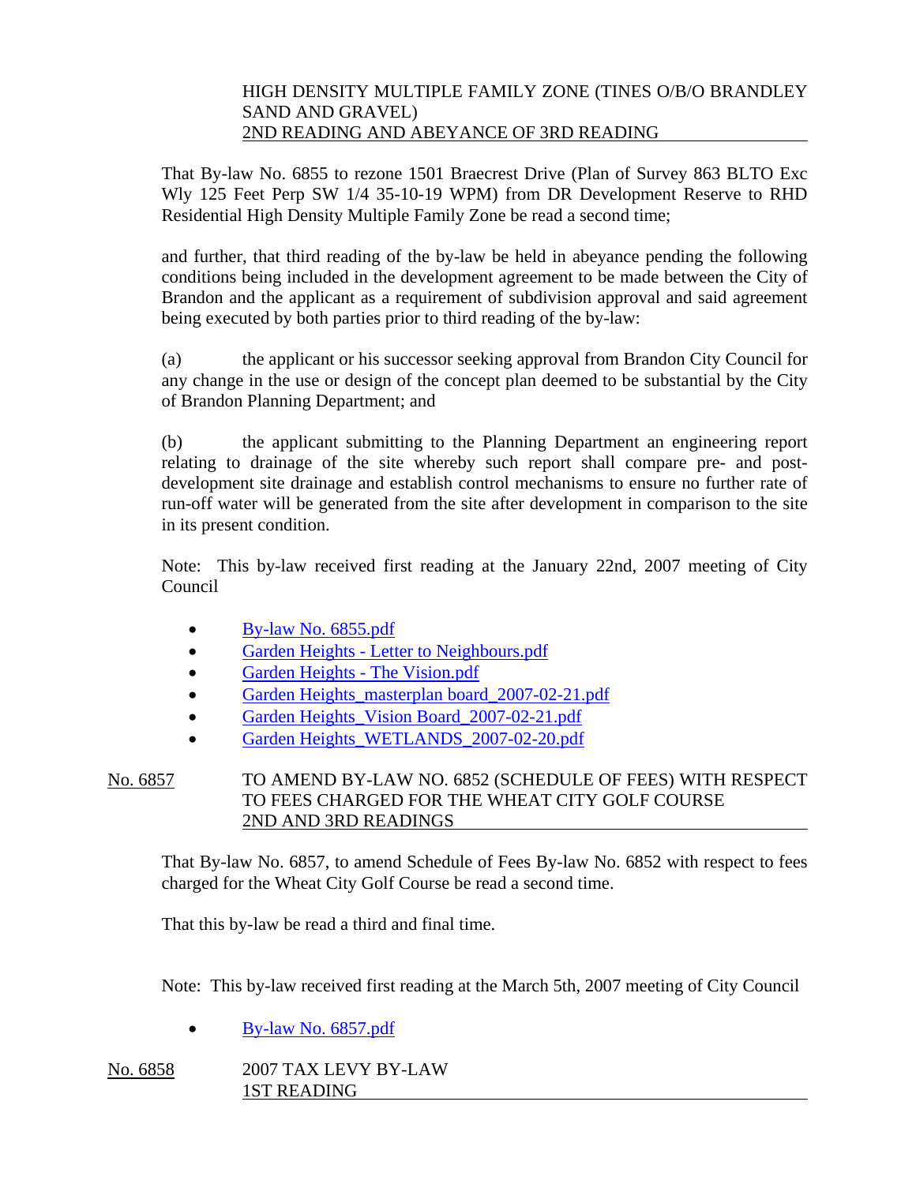HIGH DENSITY MULTIPLE FAMILY ZONE (TINES O/B/O BRANDLEY SAND AND GRAVEL)
2ND READING AND ABEYANCE OF 3RD READING

That By-law No. 6855 to rezone 1501 Braecrest Drive (Plan of Survey 863 BLTO Exc Wly 125 Feet Perp SW 1/4 35-10-19 WPM) from DR Development Reserve to RHD Residential High Density Multiple Family Zone be read a second time;

and further, that third reading of the by-law be held in abeyance pending the following conditions being included in the development agreement to be made between the City of Brandon and the applicant as a requirement of subdivision approval and said agreement being executed by both parties prior to third reading of the by-law:

(a) the applicant or his successor seeking approval from Brandon City Council for any change in the use or design of the concept plan deemed to be substantial by the City of Brandon Planning Department; and

(b) the applicant submitting to the Planning Department an engineering report relating to drainage of the site whereby such report shall compare pre- and post-development site drainage and establish control mechanisms to ensure no further rate of run-off water will be generated from the site after development in comparison to the site in its present condition.

Note: This by-law received first reading at the January 22nd, 2007 meeting of City Council

- By-law No. 6855.pdf
- Garden Heights - Letter to Neighbours.pdf
- Garden Heights - The Vision.pdf
- Garden Heights_masterplan board_2007-02-21.pdf
- Garden Heights_Vision Board_2007-02-21.pdf
- Garden Heights_WETLANDS_2007-02-20.pdf

No. 6857 TO AMEND BY-LAW NO. 6852 (SCHEDULE OF FEES) WITH RESPECT TO FEES CHARGED FOR THE WHEAT CITY GOLF COURSE
2ND AND 3RD READINGS

That By-law No. 6857, to amend Schedule of Fees By-law No. 6852 with respect to fees charged for the Wheat City Golf Course be read a second time.

That this by-law be read a third and final time.

Note: This by-law received first reading at the March 5th, 2007 meeting of City Council

- By-law No. 6857.pdf

No. 6858 2007 TAX LEVY BY-LAW
1ST READING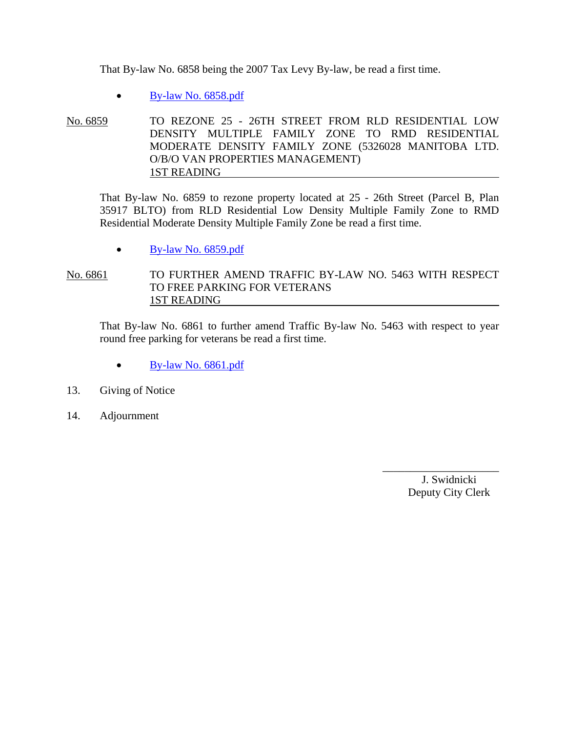That By-law No. 6858 being the 2007 Tax Levy By-law, be read a first time.

- By-law No. 6858.pdf

No. 6859 TO REZONE 25 - 26TH STREET FROM RLD RESIDENTIAL LOW DENSITY MULTIPLE FAMILY ZONE TO RMD RESIDENTIAL MODERATE DENSITY FAMILY ZONE (5326028 MANITOBA LTD. O/B/O VAN PROPERTIES MANAGEMENT)
1ST READING

That By-law No. 6859 to rezone property located at 25 - 26th Street (Parcel B, Plan 35917 BLTO) from RLD Residential Low Density Multiple Family Zone to RMD Residential Moderate Density Multiple Family Zone be read a first time.

- By-law No. 6859.pdf

No. 6861 TO FURTHER AMEND TRAFFIC BY-LAW NO. 5463 WITH RESPECT TO FREE PARKING FOR VETERANS
1ST READING

That By-law No. 6861 to further amend Traffic By-law No. 5463 with respect to year round free parking for veterans be read a first time.

- By-law No. 6861.pdf

13. Giving of Notice

14. Adjournment

J. Swidnicki
Deputy City Clerk